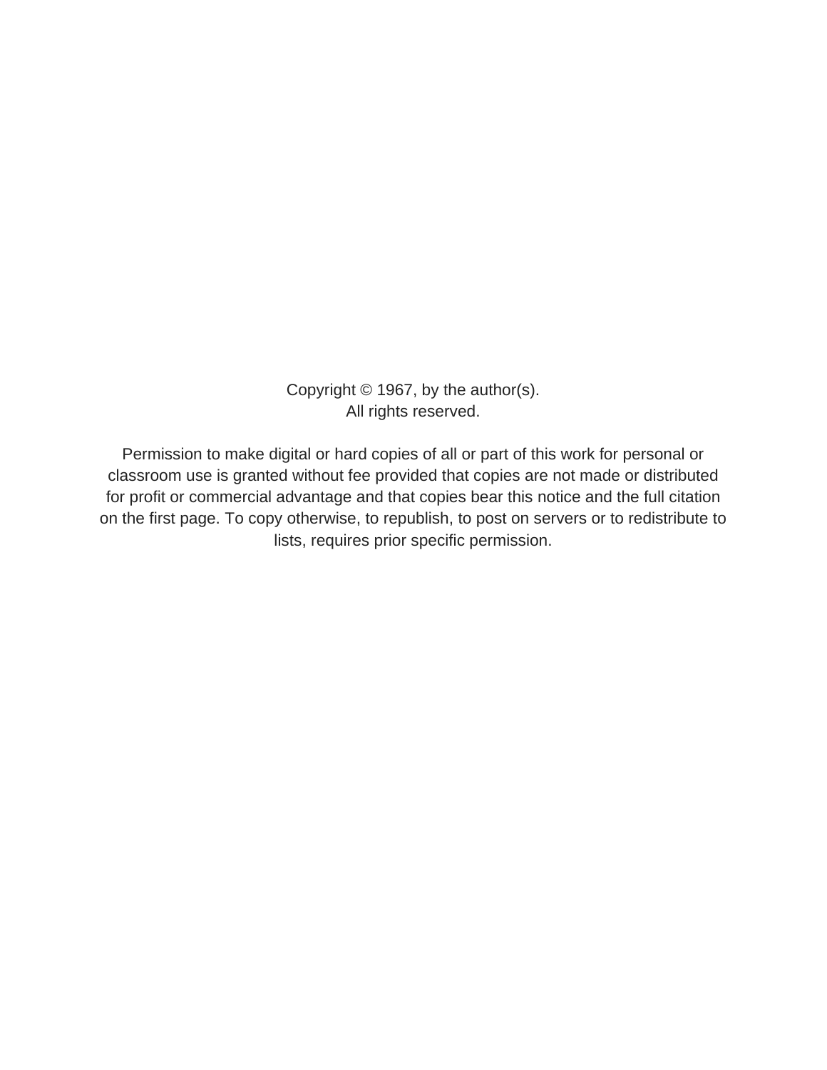Copyright © 1967, by the author(s).
All rights reserved.

Permission to make digital or hard copies of all or part of this work for personal or classroom use is granted without fee provided that copies are not made or distributed for profit or commercial advantage and that copies bear this notice and the full citation on the first page. To copy otherwise, to republish, to post on servers or to redistribute to lists, requires prior specific permission.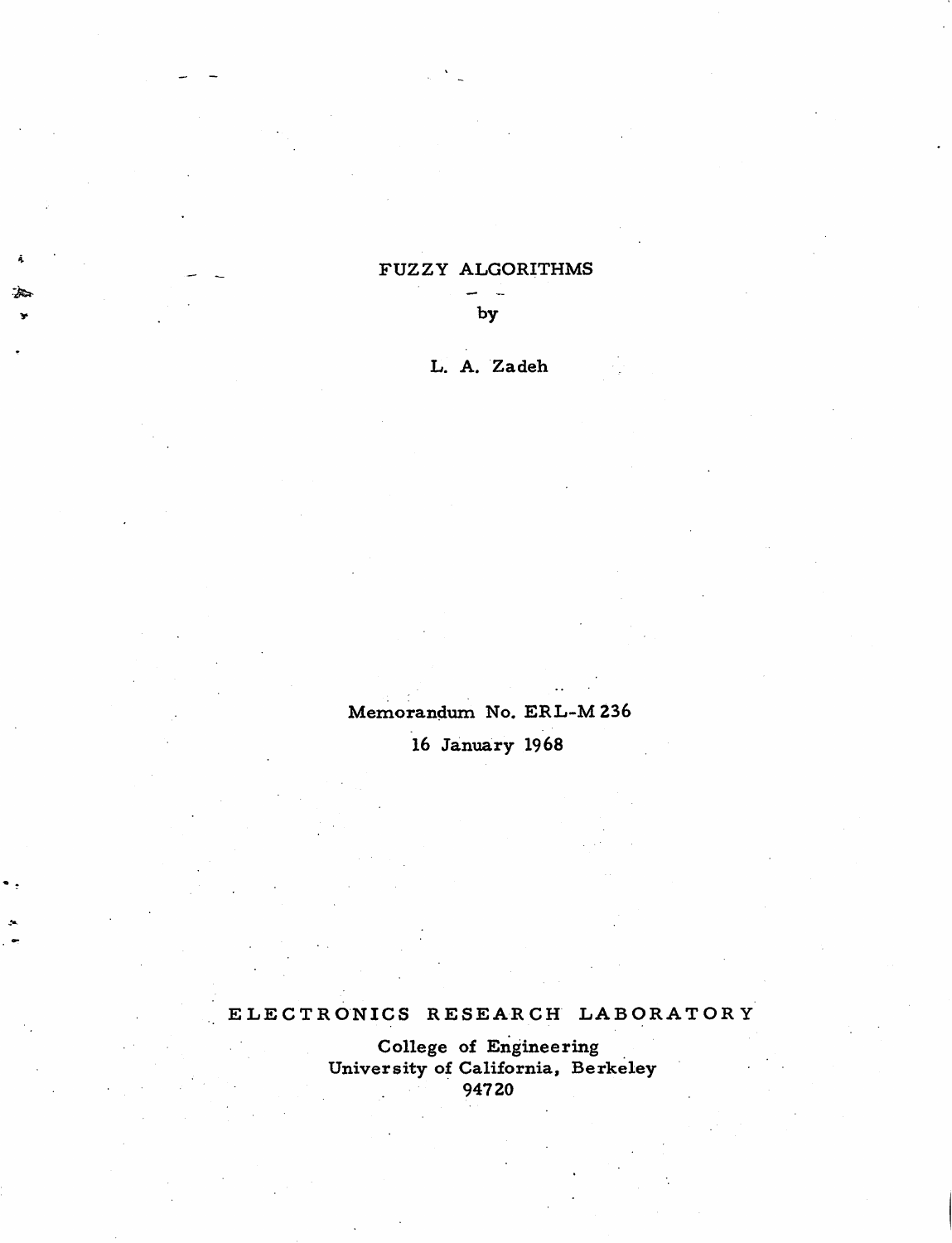# FUZZY ALGORITHMS

by

L. A. Zadeh

Memorandum No. ERL-M 236

16 January 1968

ELECTRONICS RESEARCH LABORATORY

College of Engineering
University of California, Berkeley
94720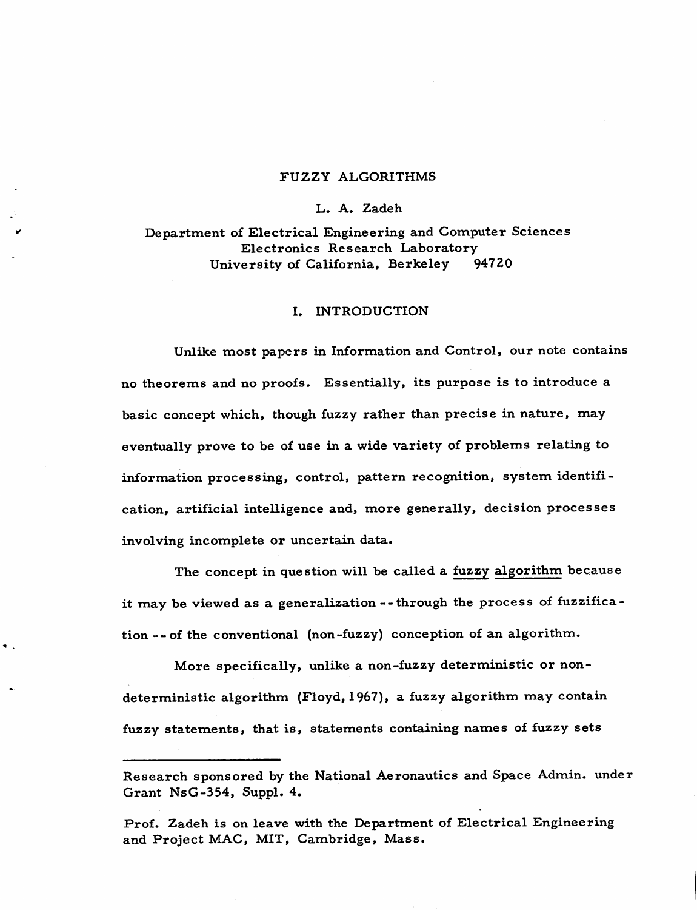# FUZZY ALGORITHMS

L. A. Zadeh

Department of Electrical Engineering and Computer Sciences
Electronics Research Laboratory
University of California, Berkeley 94720

## I. INTRODUCTION

Unlike most papers in Information and Control, our note contains no theorems and no proofs. Essentially, its purpose is to introduce a basic concept which, though fuzzy rather than precise in nature, may eventually prove to be of use in a wide variety of problems relating to information processing, control, pattern recognition, system identification, artificial intelligence and, more generally, decision processes involving incomplete or uncertain data.

The concept in question will be called a *fuzzy algorithm* because it may be viewed as a generalization -- through the process of fuzzification -- of the conventional (non-fuzzy) conception of an algorithm.

More specifically, unlike a non-fuzzy deterministic or non-deterministic algorithm (Floyd, 1967), a fuzzy algorithm may contain fuzzy statements, that is, statements containing names of fuzzy sets

---

Research sponsored by the National Aeronautics and Space Admin. under Grant NsG-354, Suppl. 4.

Prof. Zadeh is on leave with the Department of Electrical Engineering and Project MAC, MIT, Cambridge, Mass.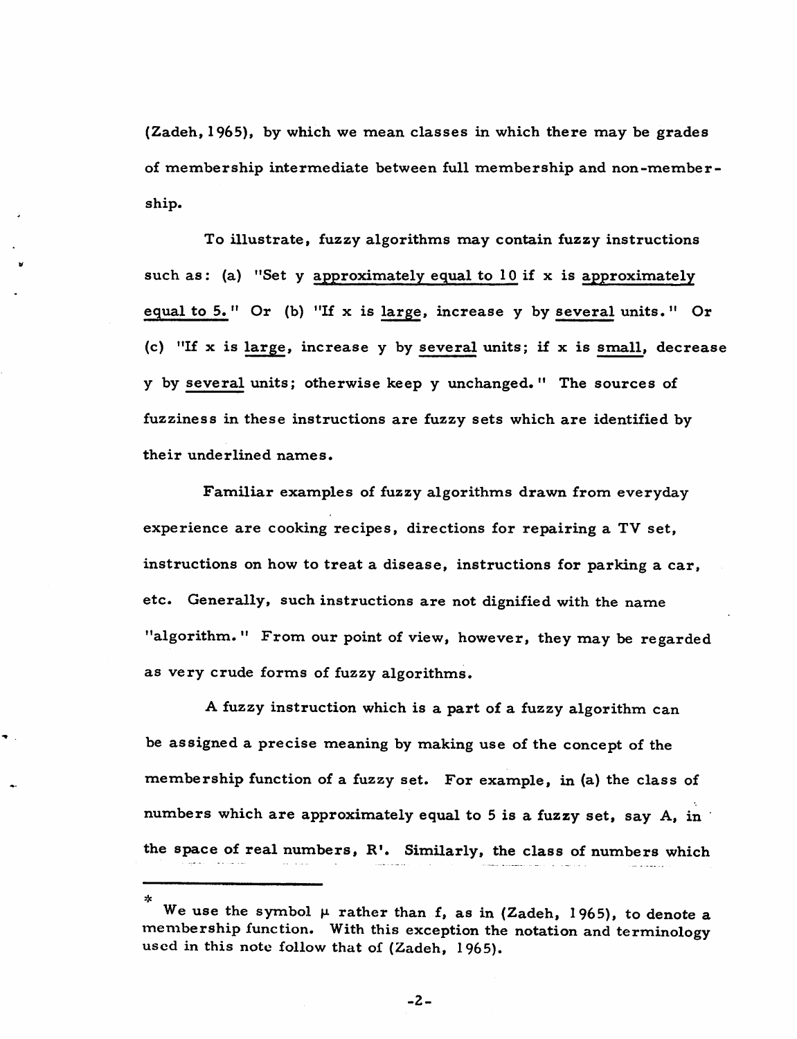(Zadeh, 1965), by which we mean classes in which there may be grades of membership intermediate between full membership and non-membership.

To illustrate, fuzzy algorithms may contain fuzzy instructions such as: (a) "Set y <u>approximately equal to 10</u> if x is <u>approximately equal to 5.</u>" Or (b) "If x is <u>large</u>, increase y by <u>several</u> units." Or (c) "If x is <u>large</u>, increase y by <u>several</u> units; if x is <u>small</u>, decrease y by <u>several</u> units; otherwise keep y unchanged." The sources of fuzziness in these instructions are fuzzy sets which are identified by their underlined names.

Familiar examples of fuzzy algorithms drawn from everyday experience are cooking recipes, directions for repairing a TV set, instructions on how to treat a disease, instructions for parking a car, etc. Generally, such instructions are not dignified with the name "algorithm." From our point of view, however, they may be regarded as very crude forms of fuzzy algorithms.

A fuzzy instruction which is a part of a fuzzy algorithm can be assigned a precise meaning by making use of the concept of the membership function of a fuzzy set. For example, in (a) the class of numbers which are approximately equal to 5 is a fuzzy set, say A, in the space of real numbers, $R^1$. Similarly, the class of numbers which

---

\* We use the symbol $\mu$ rather than f, as in (Zadeh, 1965), to denote a membership function. With this exception the notation and terminology used in this note follow that of (Zadeh, 1965).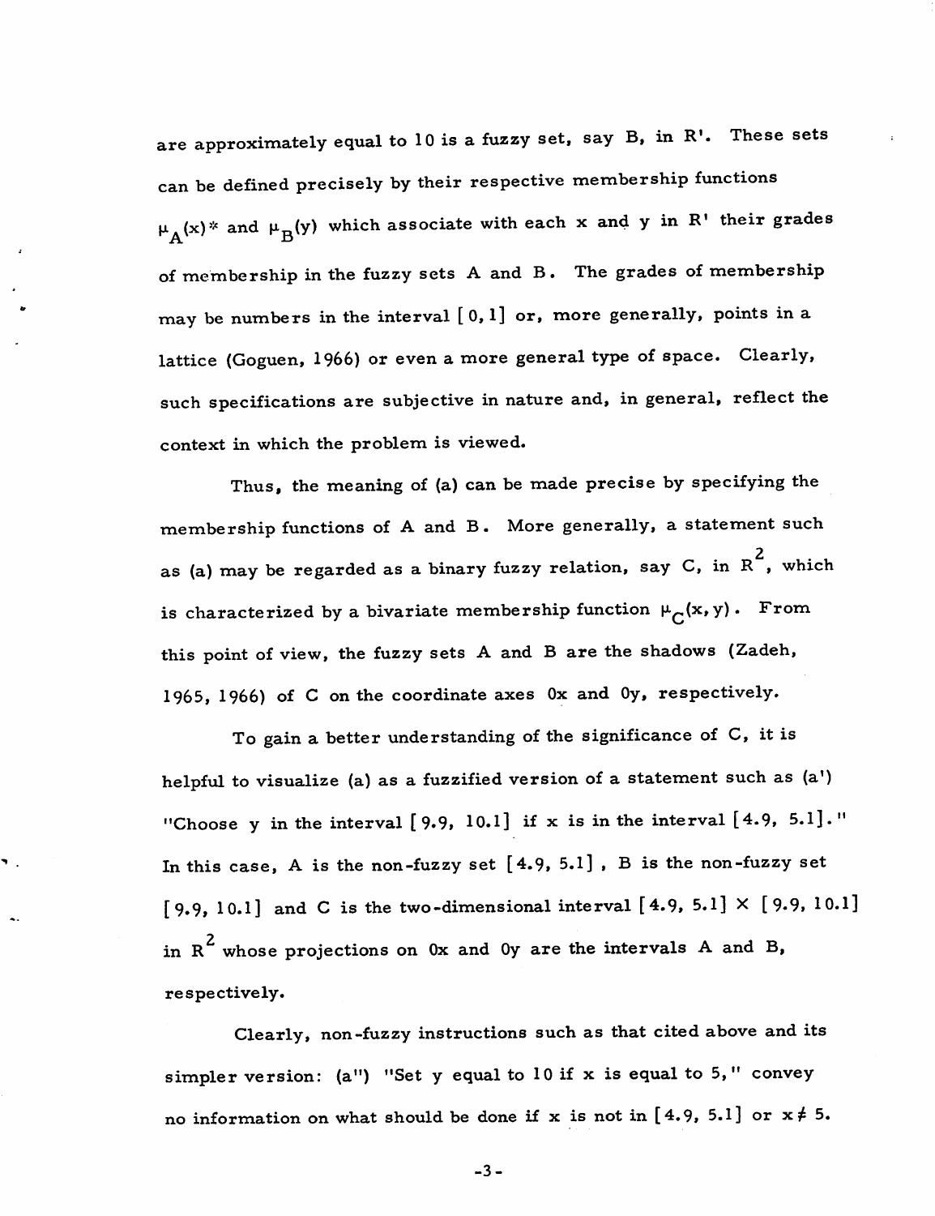are approximately equal to 10 is a fuzzy set, say B, in R'. These sets can be defined precisely by their respective membership functions $\mu_A(x)$* and $\mu_B(y)$ which associate with each x and y in R' their grades of membership in the fuzzy sets A and B. The grades of membership may be numbers in the interval $[0, 1]$ or, more generally, points in a lattice (Goguen, 1966) or even a more general type of space. Clearly, such specifications are subjective in nature and, in general, reflect the context in which the problem is viewed.

Thus, the meaning of (a) can be made precise by specifying the membership functions of A and B. More generally, a statement such as (a) may be regarded as a binary fuzzy relation, say C, in $R^2$, which is characterized by a bivariate membership function $\mu_C(x, y)$. From this point of view, the fuzzy sets A and B are the shadows (Zadeh, 1965, 1966) of C on the coordinate axes 0x and 0y, respectively.

To gain a better understanding of the significance of C, it is helpful to visualize (a) as a fuzzified version of a statement such as (a') "Choose y in the interval $[9.9, 10.1]$ if x is in the interval $[4.9, 5.1]$." In this case, A is the non-fuzzy set $[4.9, 5.1]$, B is the non-fuzzy set $[9.9, 10.1]$ and C is the two-dimensional interval $[4.9, 5.1] \times [9.9, 10.1]$ in $R^2$ whose projections on 0x and 0y are the intervals A and B, respectively.

Clearly, non-fuzzy instructions such as that cited above and its simpler version: (a'') "Set y equal to 10 if x is equal to 5," convey no information on what should be done if x is not in $[4.9, 5.1]$ or $x \neq 5$.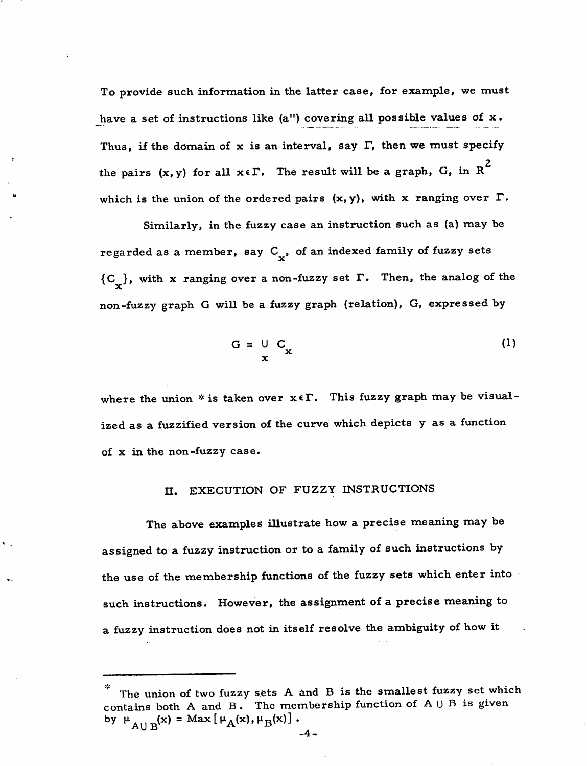To provide such information in the latter case, for example, we must have a set of instructions like (a") covering all possible values of $x$. Thus, if the domain of $x$ is an interval, say $\Gamma$, then we must specify the pairs $(x, y)$ for all $x \in \Gamma$. The result will be a graph, G, in $R^2$ which is the union of the ordered pairs $(x, y)$, with $x$ ranging over $\Gamma$.

Similarly, in the fuzzy case an instruction such as (a) may be regarded as a member, say $C_x$, of an indexed family of fuzzy sets $\{C_x\}$, with $x$ ranging over a non-fuzzy set $\Gamma$. Then, the analog of the non-fuzzy graph G will be a fuzzy graph (relation), G, expressed by

$$G = \bigcup_x C_x \tag{1}$$

where the union * is taken over $x \in \Gamma$. This fuzzy graph may be visualized as a fuzzified version of the curve which depicts $y$ as a function of $x$ in the non-fuzzy case.

## II. EXECUTION OF FUZZY INSTRUCTIONS

The above examples illustrate how a precise meaning may be assigned to a fuzzy instruction or to a family of such instructions by the use of the membership functions of the fuzzy sets which enter into such instructions. However, the assignment of a precise meaning to a fuzzy instruction does not in itself resolve the ambiguity of how it

---

* The union of two fuzzy sets A and B is the smallest fuzzy set which contains both A and B. The membership function of $A \cup B$ is given by $\mu_{A \cup B}(x) = \text{Max}[\mu_A(x), \mu_B(x)]$.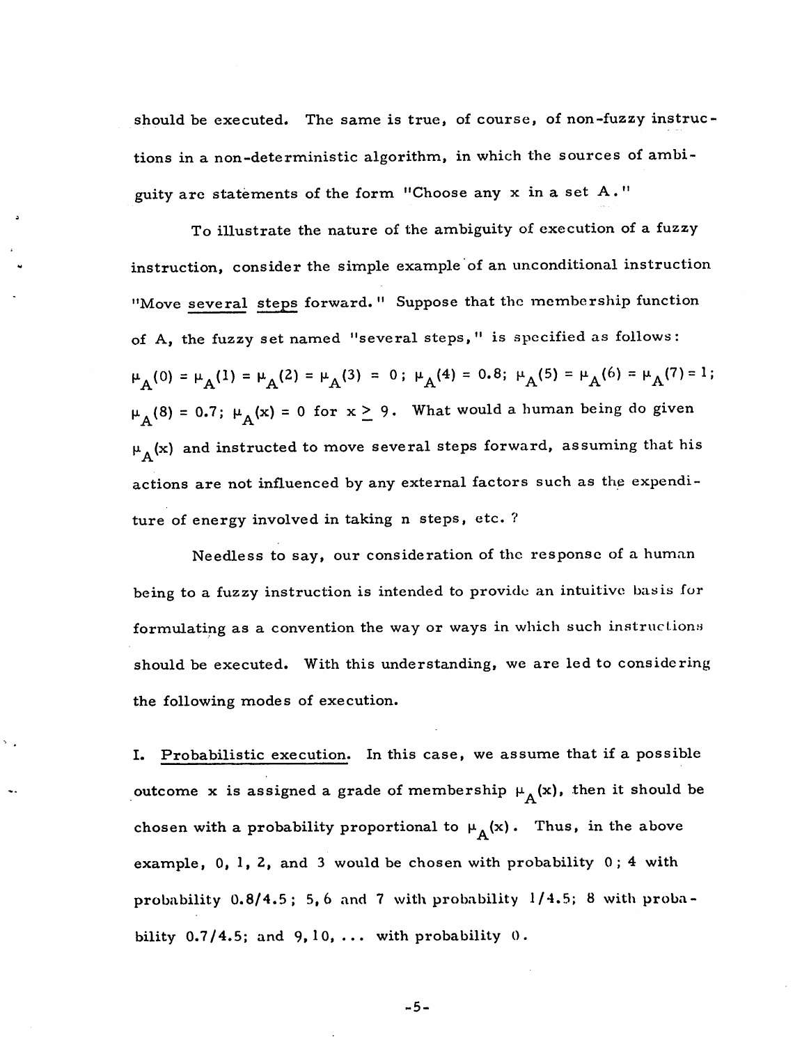should be executed. The same is true, of course, of non-fuzzy instructions in a non-deterministic algorithm, in which the sources of ambiguity are statements of the form "Choose any $x$ in a set $A$."

To illustrate the nature of the ambiguity of execution of a fuzzy instruction, consider the simple example of an unconditional instruction "Move <u>several</u> <u>steps</u> forward." Suppose that the membership function of A, the fuzzy set named "several steps," is specified as follows: $\mu_A(0) = \mu_A(1) = \mu_A(2) = \mu_A(3) = 0$; $\mu_A(4) = 0.8$; $\mu_A(5) = \mu_A(6) = \mu_A(7) = 1$; $\mu_A(8) = 0.7$; $\mu_A(x) = 0$ for $x \geq 9$. What would a human being do given $\mu_A(x)$ and instructed to move several steps forward, assuming that his actions are not influenced by any external factors such as the expenditure of energy involved in taking $n$ steps, etc.?

Needless to say, our consideration of the response of a human being to a fuzzy instruction is intended to provide an intuitive basis for formulating as a convention the way or ways in which such instructions should be executed. With this understanding, we are led to considering the following modes of execution.

I. <u>Probabilistic execution</u>. In this case, we assume that if a possible outcome $x$ is assigned a grade of membership $\mu_A(x)$, then it should be chosen with a probability proportional to $\mu_A(x)$. Thus, in the above example, 0, 1, 2, and 3 would be chosen with probability 0; 4 with probability $0.8/4.5$; 5, 6 and 7 with probability $1/4.5$; 8 with probability $0.7/4.5$; and 9, 10, ... with probability 0.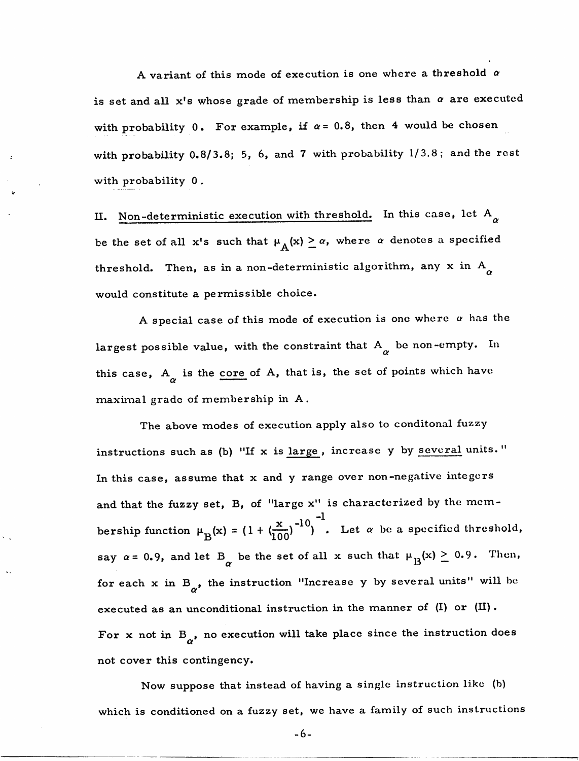A variant of this mode of execution is one where a threshold $\alpha$ is set and all x's whose grade of membership is less than $\alpha$ are executed with probability 0. For example, if $\alpha = 0.8$, then 4 would be chosen with probability 0.8/3.8; 5, 6, and 7 with probability 1/3.8; and the rest with probability 0.

II. Non-deterministic execution with threshold. In this case, let $A_\alpha$ be the set of all x's such that $\mu_A(x) \geq \alpha$, where $\alpha$ denotes a specified threshold. Then, as in a non-deterministic algorithm, any x in $A_\alpha$ would constitute a permissible choice.

A special case of this mode of execution is one where $\alpha$ has the largest possible value, with the constraint that $A_\alpha$ be non-empty. In this case, $A_\alpha$ is the core of A, that is, the set of points which have maximal grade of membership in A.

The above modes of execution apply also to conditonal fuzzy instructions such as (b) "If x is large, increase y by several units." In this case, assume that x and y range over non-negative integers and that the fuzzy set, B, of "large x" is characterized by the membership function $\mu_B(x) = (1 + (\frac{x}{100})^{-10})^{-1}$. Let $\alpha$ be a specified threshold, say $\alpha = 0.9$, and let $B_\alpha$ be the set of all x such that $\mu_B(x) \geq 0.9$. Then, for each x in $B_\alpha$, the instruction "Increase y by several units" will be executed as an unconditional instruction in the manner of (I) or (II). For x not in $B_\alpha$, no execution will take place since the instruction does not cover this contingency.

Now suppose that instead of having a single instruction like (b) which is conditioned on a fuzzy set, we have a family of such instructions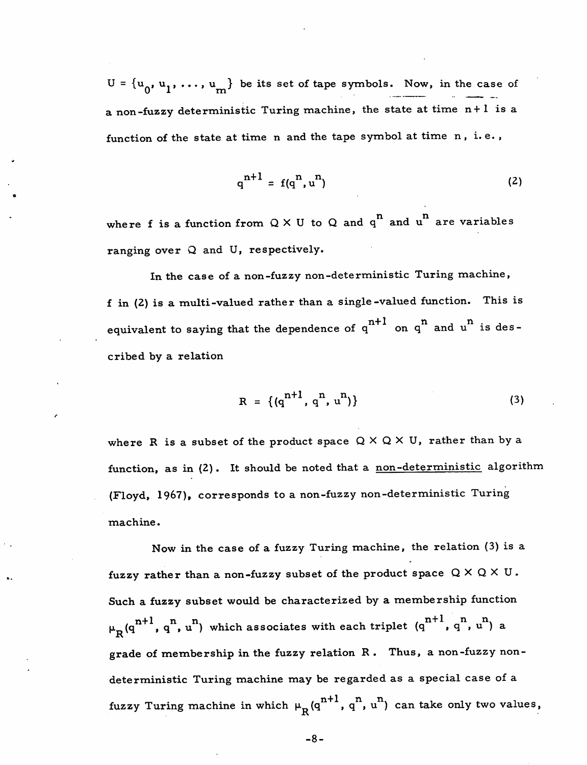$U = \{u_0, u_1, \ldots, u_m\}$ be its set of tape symbols. Now, in the case of a non-fuzzy deterministic Turing machine, the state at time $n+1$ is a function of the state at time $n$ and the tape symbol at time $n$, i.e.,

$$q^{n+1} = f(q^n, u^n) \tag{2}$$

where $f$ is a function from $Q \times U$ to $Q$ and $q^n$ and $u^n$ are variables ranging over $Q$ and $U$, respectively.

In the case of a non-fuzzy non-deterministic Turing machine, $f$ in (2) is a multi-valued rather than a single-valued function. This is equivalent to saying that the dependence of $q^{n+1}$ on $q^n$ and $u^n$ is described by a relation

$$R = \{(q^{n+1}, q^n, u^n)\} \tag{3}$$

where $R$ is a subset of the product space $Q \times Q \times U$, rather than by a function, as in (2). It should be noted that a <u>non-deterministic</u> algorithm (Floyd, 1967), corresponds to a non-fuzzy non-deterministic Turing machine.

Now in the case of a fuzzy Turing machine, the relation (3) is a fuzzy rather than a non-fuzzy subset of the product space $Q \times Q \times U$. Such a fuzzy subset would be characterized by a membership function $\mu_R(q^{n+1}, q^n, u^n)$ which associates with each triplet $(q^{n+1}, q^n, u^n)$ a grade of membership in the fuzzy relation $R$. Thus, a non-fuzzy non-deterministic Turing machine may be regarded as a special case of a fuzzy Turing machine in which $\mu_R(q^{n+1}, q^n, u^n)$ can take only two values,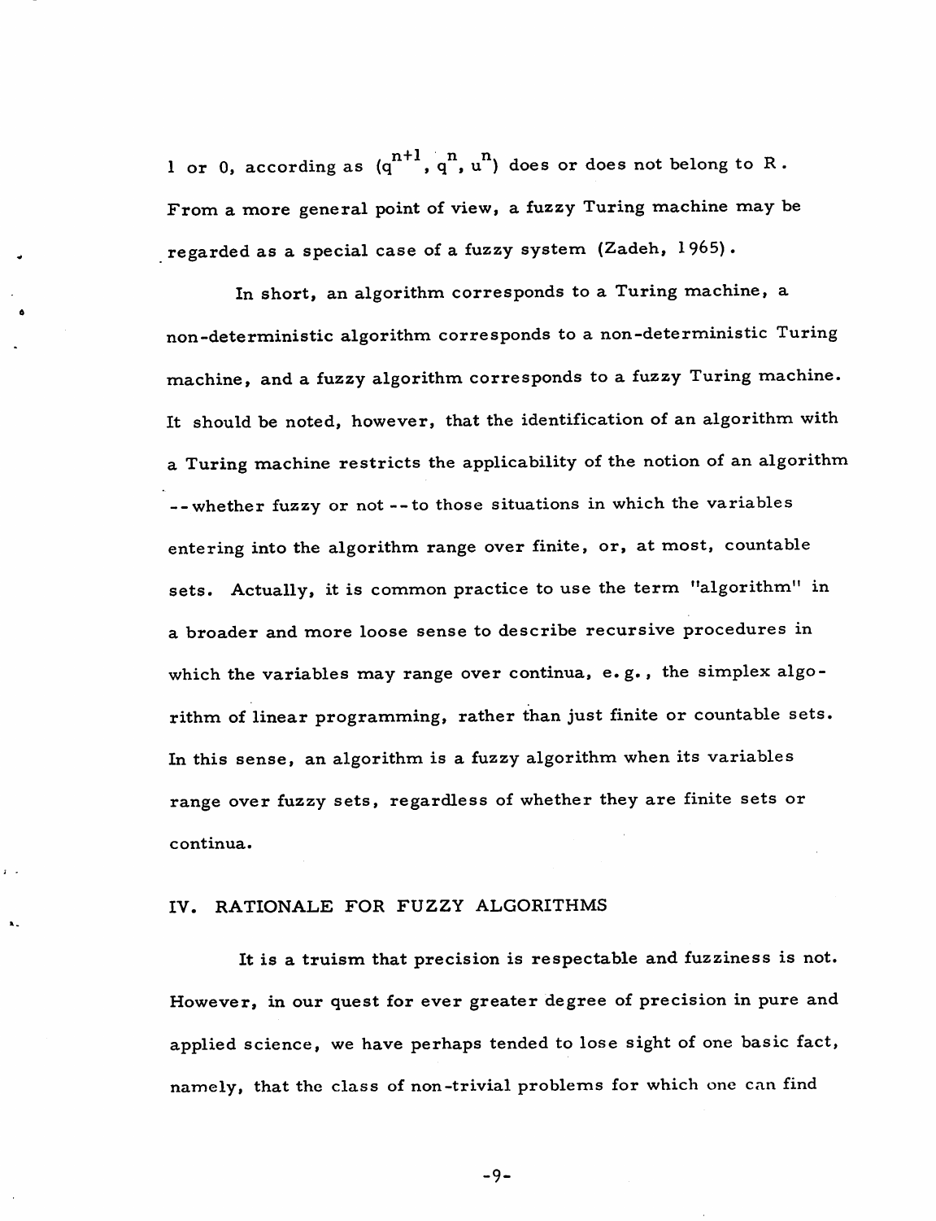1 or 0, according as $(q^{n+1}, q^n, u^n)$ does or does not belong to R. From a more general point of view, a fuzzy Turing machine may be regarded as a special case of a fuzzy system (Zadeh, 1965).

In short, an algorithm corresponds to a Turing machine, a non-deterministic algorithm corresponds to a non-deterministic Turing machine, and a fuzzy algorithm corresponds to a fuzzy Turing machine. It should be noted, however, that the identification of an algorithm with a Turing machine restricts the applicability of the notion of an algorithm --whether fuzzy or not --to those situations in which the variables entering into the algorithm range over finite, or, at most, countable sets. Actually, it is common practice to use the term "algorithm" in a broader and more loose sense to describe recursive procedures in which the variables may range over continua, e.g., the simplex algorithm of linear programming, rather than just finite or countable sets. In this sense, an algorithm is a fuzzy algorithm when its variables range over fuzzy sets, regardless of whether they are finite sets or continua.

## IV. RATIONALE FOR FUZZY ALGORITHMS

It is a truism that precision is respectable and fuzziness is not. However, in our quest for ever greater degree of precision in pure and applied science, we have perhaps tended to lose sight of one basic fact, namely, that the class of non-trivial problems for which one can find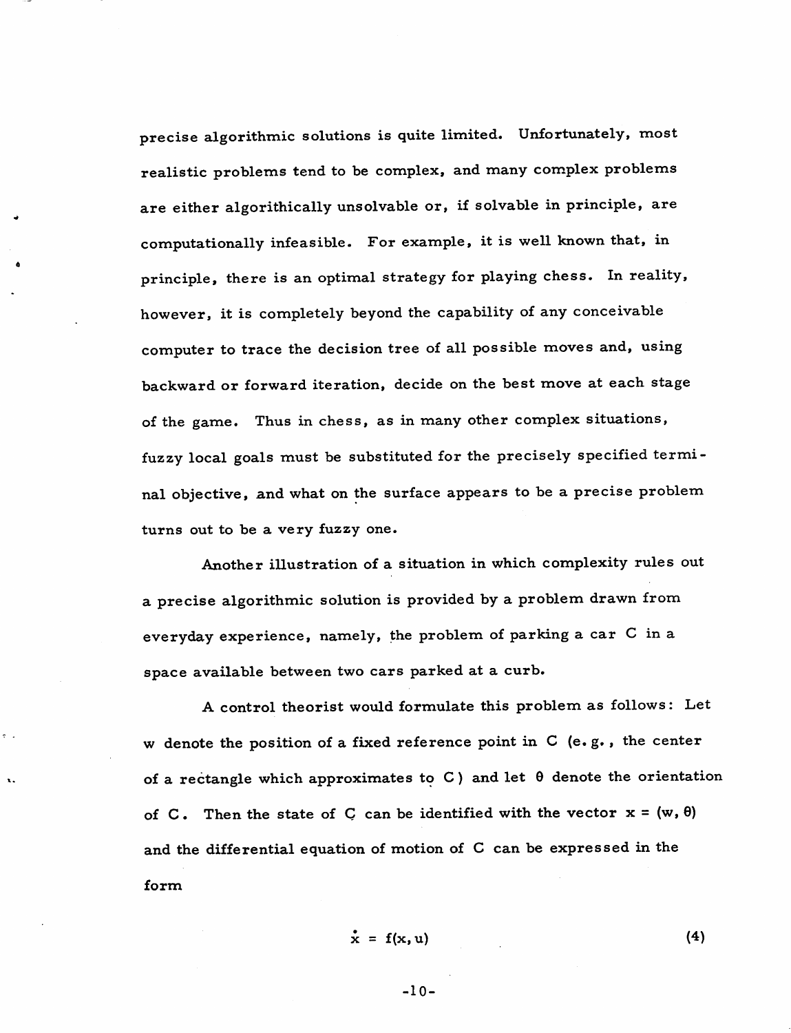precise algorithmic solutions is quite limited. Unfortunately, most realistic problems tend to be complex, and many complex problems are either algorithically unsolvable or, if solvable in principle, are computationally infeasible. For example, it is well known that, in principle, there is an optimal strategy for playing chess. In reality, however, it is completely beyond the capability of any conceivable computer to trace the decision tree of all possible moves and, using backward or forward iteration, decide on the best move at each stage of the game. Thus in chess, as in many other complex situations, fuzzy local goals must be substituted for the precisely specified terminal objective, and what on the surface appears to be a precise problem turns out to be a very fuzzy one.

Another illustration of a situation in which complexity rules out a precise algorithmic solution is provided by a problem drawn from everyday experience, namely, the problem of parking a car C in a space available between two cars parked at a curb.

A control theorist would formulate this problem as follows: Let w denote the position of a fixed reference point in C (e.g., the center of a rectangle which approximates to C) and let $\theta$ denote the orientation of C. Then the state of C can be identified with the vector $x = (w, \theta)$ and the differential equation of motion of C can be expressed in the form

$$\dot{x} = f(x, u) \tag{4}$$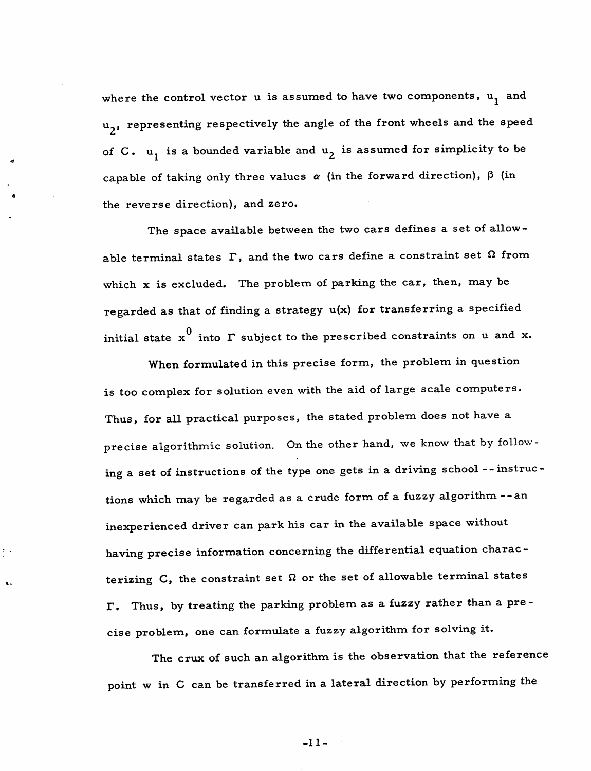where the control vector u is assumed to have two components, $u_1$ and $u_2$, representing respectively the angle of the front wheels and the speed of C. $u_1$ is a bounded variable and $u_2$ is assumed for simplicity to be capable of taking only three values $\alpha$ (in the forward direction), $\beta$ (in the reverse direction), and zero.

The space available between the two cars defines a set of allowable terminal states $\Gamma$, and the two cars define a constraint set $\Omega$ from which x is excluded. The problem of parking the car, then, may be regarded as that of finding a strategy u(x) for transferring a specified initial state $x^0$ into $\Gamma$ subject to the prescribed constraints on u and x.

When formulated in this precise form, the problem in question is too complex for solution even with the aid of large scale computers. Thus, for all practical purposes, the stated problem does not have a precise algorithmic solution. On the other hand, we know that by following a set of instructions of the type one gets in a driving school -- instructions which may be regarded as a crude form of a fuzzy algorithm -- an inexperienced driver can park his car in the available space without having precise information concerning the differential equation characterizing C, the constraint set $\Omega$ or the set of allowable terminal states $\Gamma$. Thus, by treating the parking problem as a fuzzy rather than a precise problem, one can formulate a fuzzy algorithm for solving it.

The crux of such an algorithm is the observation that the reference point w in C can be transferred in a lateral direction by performing the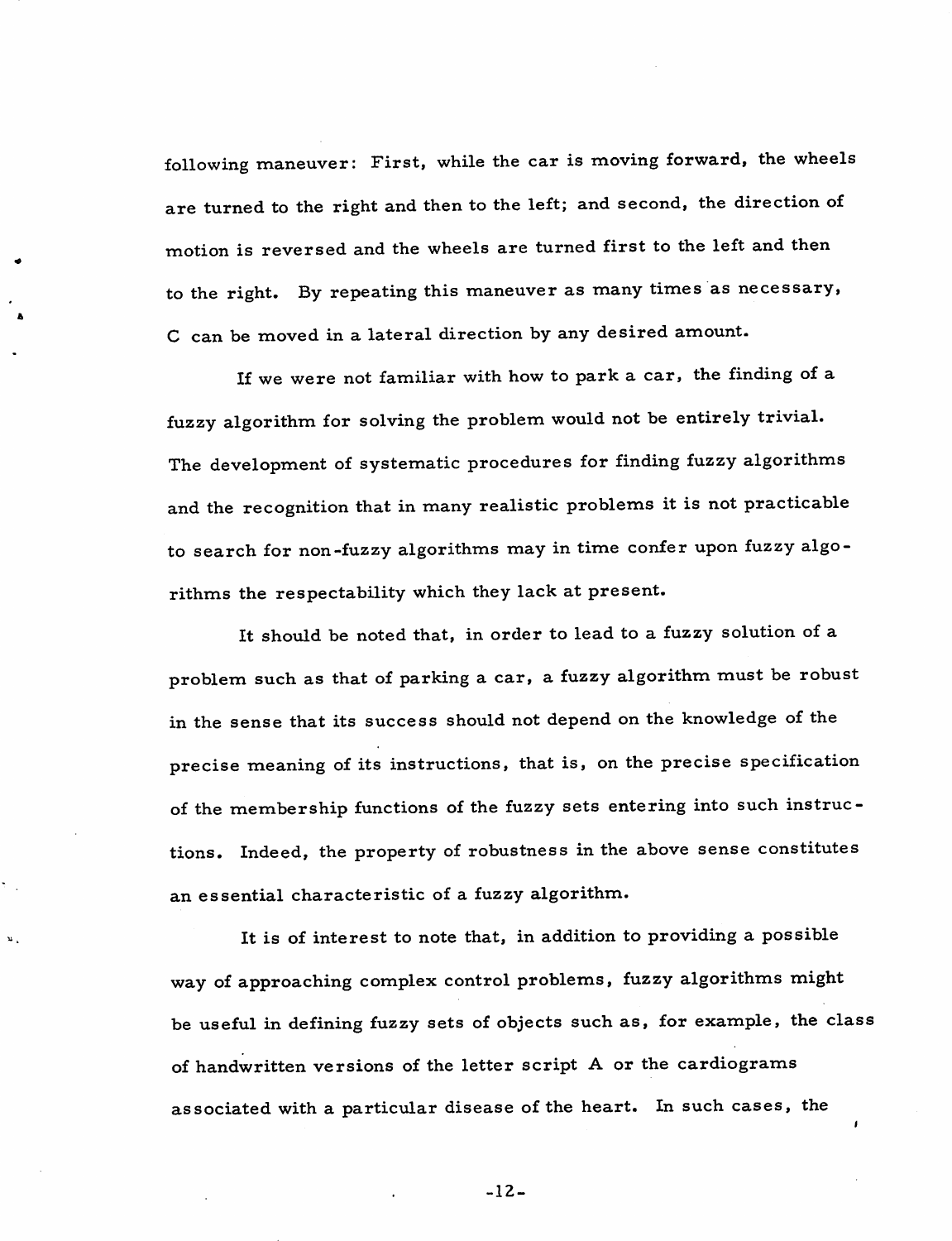following maneuver: First, while the car is moving forward, the wheels are turned to the right and then to the left; and second, the direction of motion is reversed and the wheels are turned first to the left and then to the right. By repeating this maneuver as many times as necessary, C can be moved in a lateral direction by any desired amount.

If we were not familiar with how to park a car, the finding of a fuzzy algorithm for solving the problem would not be entirely trivial. The development of systematic procedures for finding fuzzy algorithms and the recognition that in many realistic problems it is not practicable to search for non-fuzzy algorithms may in time confer upon fuzzy algorithms the respectability which they lack at present.

It should be noted that, in order to lead to a fuzzy solution of a problem such as that of parking a car, a fuzzy algorithm must be robust in the sense that its success should not depend on the knowledge of the precise meaning of its instructions, that is, on the precise specification of the membership functions of the fuzzy sets entering into such instructions. Indeed, the property of robustness in the above sense constitutes an essential characteristic of a fuzzy algorithm.

It is of interest to note that, in addition to providing a possible way of approaching complex control problems, fuzzy algorithms might be useful in defining fuzzy sets of objects such as, for example, the class of handwritten versions of the letter script A or the cardiograms associated with a particular disease of the heart. In such cases, the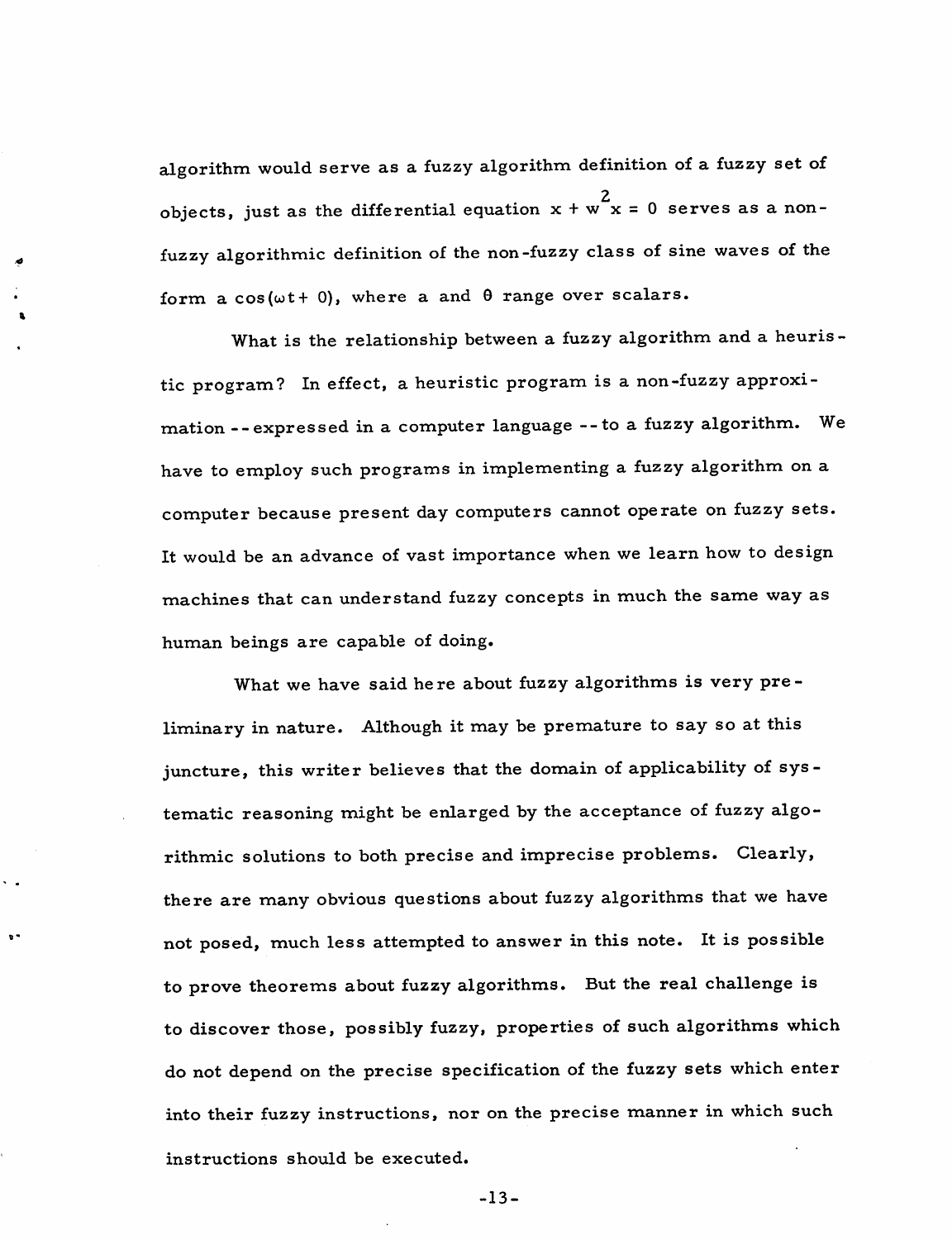algorithm would serve as a fuzzy algorithm definition of a fuzzy set of objects, just as the differential equation $x + w^2 x = 0$ serves as a non-fuzzy algorithmic definition of the non-fuzzy class of sine waves of the form $a \cos(\omega t + 0)$, where $a$ and $\theta$ range over scalars.

What is the relationship between a fuzzy algorithm and a heuristic program? In effect, a heuristic program is a non-fuzzy approximation -- expressed in a computer language -- to a fuzzy algorithm. We have to employ such programs in implementing a fuzzy algorithm on a computer because present day computers cannot operate on fuzzy sets. It would be an advance of vast importance when we learn how to design machines that can understand fuzzy concepts in much the same way as human beings are capable of doing.

What we have said here about fuzzy algorithms is very preliminary in nature. Although it may be premature to say so at this juncture, this writer believes that the domain of applicability of systematic reasoning might be enlarged by the acceptance of fuzzy algorithmic solutions to both precise and imprecise problems. Clearly, there are many obvious questions about fuzzy algorithms that we have not posed, much less attempted to answer in this note. It is possible to prove theorems about fuzzy algorithms. But the real challenge is to discover those, possibly fuzzy, properties of such algorithms which do not depend on the precise specification of the fuzzy sets which enter into their fuzzy instructions, nor on the precise manner in which such instructions should be executed.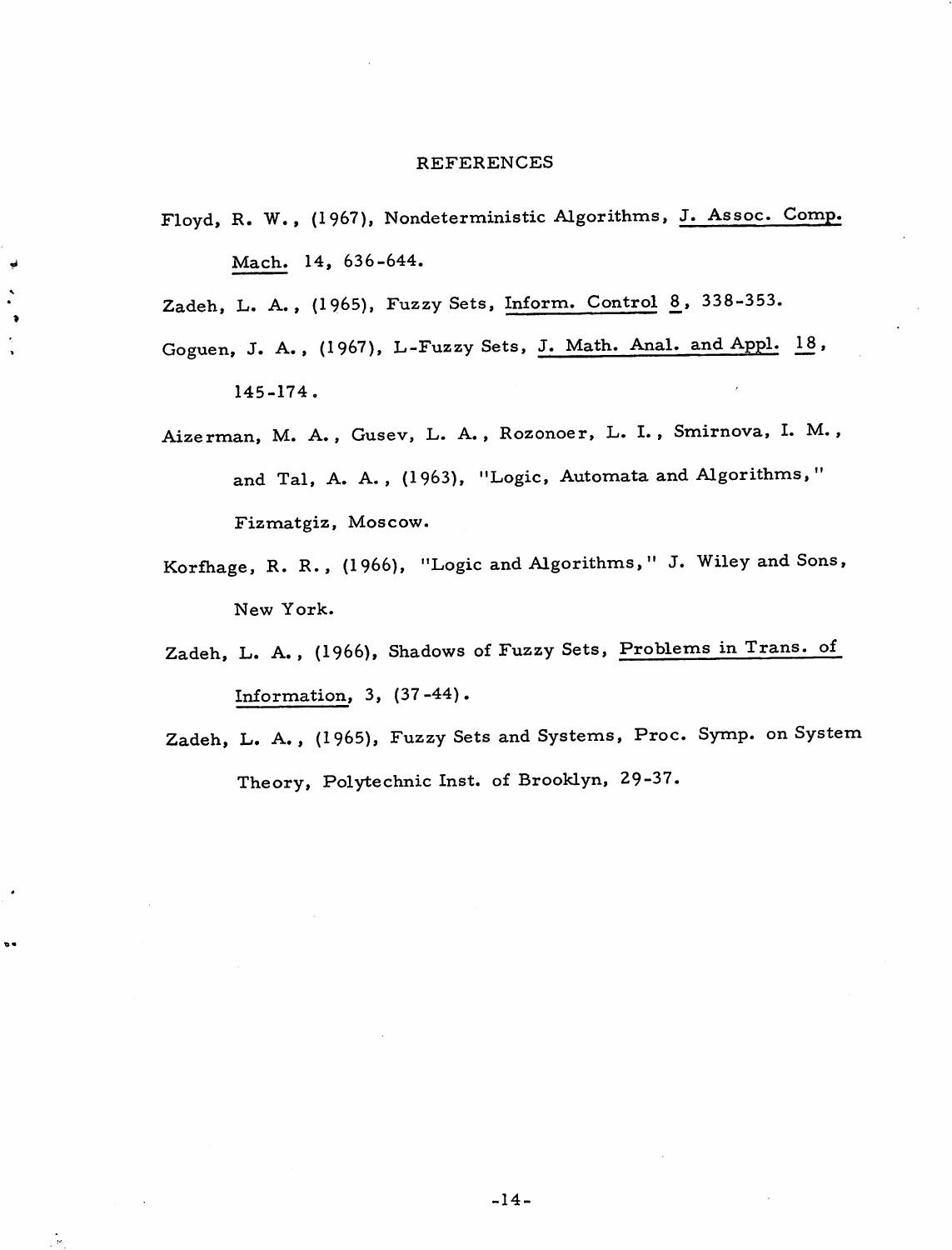## REFERENCES

Floyd, R. W., (1967), Nondeterministic Algorithms, J. Assoc. Comp. Mach. 14, 636-644.

Zadeh, L. A., (1965), Fuzzy Sets, Inform. Control 8, 338-353.

Goguen, J. A., (1967), L-Fuzzy Sets, J. Math. Anal. and Appl. 18, 145-174.

Aizerman, M. A., Gusev, L. A., Rozonoer, L. I., Smirnova, I. M., and Tal, A. A., (1963), "Logic, Automata and Algorithms," Fizmatgiz, Moscow.

Korfhage, R. R., (1966), "Logic and Algorithms," J. Wiley and Sons, New York.

Zadeh, L. A., (1966), Shadows of Fuzzy Sets, Problems in Trans. of Information, 3, (37-44).

Zadeh, L. A., (1965), Fuzzy Sets and Systems, Proc. Symp. on System Theory, Polytechnic Inst. of Brooklyn, 29-37.